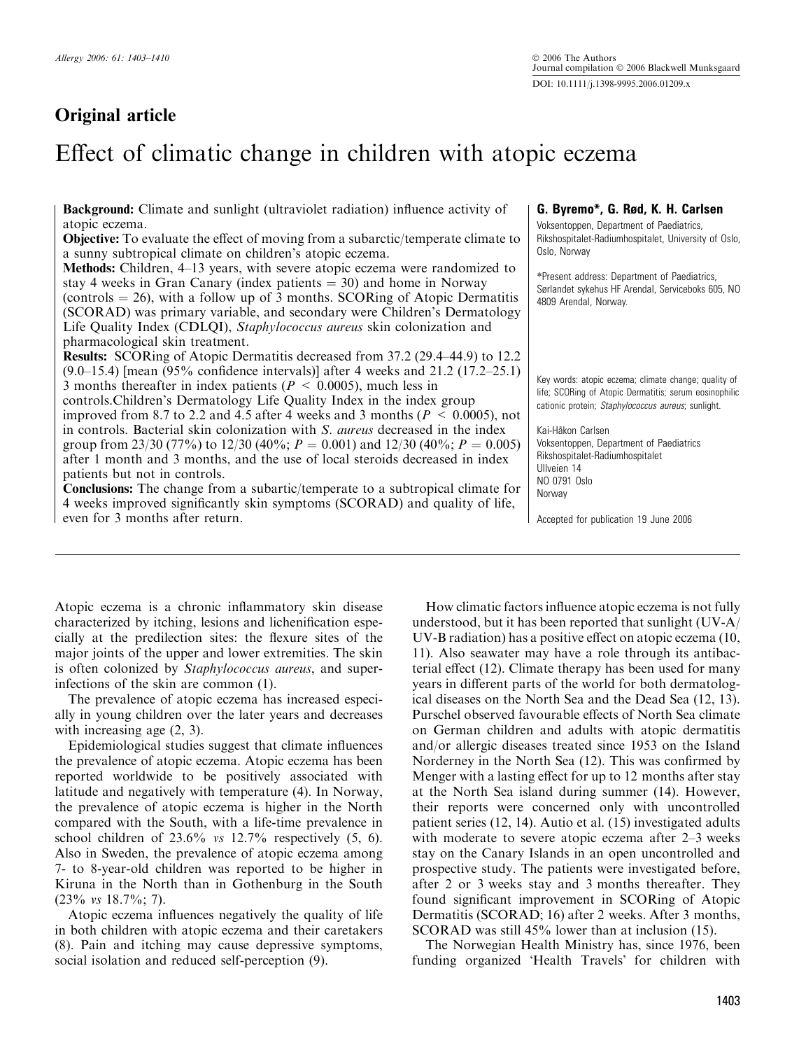Original article

# Effect of climatic change in children with atopic eczema

**G. Byremo\*, G. Rød, K. H. Carlsen**

Voksentoppen, Department of Paediatrics, Rikshospitalet-Radiumhospitalet, University of Oslo, Oslo, Norway

\*Present address: Department of Paediatrics, Sørlandet sykehus HF Arendal, Serviceboks 605, NO 4809 Arendal, Norway.

**Background:** Climate and sunlight (ultraviolet radiation) influence activity of atopic eczema.

**Objective:** To evaluate the effect of moving from a subarctic/temperate climate to a sunny subtropical climate on children's atopic eczema.

**Methods:** Children, 4–13 years, with severe atopic eczema were randomized to stay 4 weeks in Gran Canary (index patients = 30) and home in Norway (controls = 26), with a follow up of 3 months. SCORing of Atopic Dermatitis (SCORAD) was primary variable, and secondary were Children's Dermatology Life Quality Index (CDLQI), *Staphylococcus aureus* skin colonization and pharmacological skin treatment.

**Results:** SCORing of Atopic Dermatitis decreased from 37.2 (29.4–44.9) to 12.2 (9.0–15.4) [mean (95% confidence intervals)] after 4 weeks and 21.2 (17.2–25.1) 3 months thereafter in index patients ($P < 0.0005$), much less in controls.Children's Dermatology Life Quality Index in the index group improved from 8.7 to 2.2 and 4.5 after 4 weeks and 3 months ($P < 0.0005$), not in controls. Bacterial skin colonization with *S. aureus* decreased in the index group from 23/30 (77%) to 12/30 (40%; $P = 0.001$) and 12/30 (40%; $P = 0.005$) after 1 month and 3 months, and the use of local steroids decreased in index patients but not in controls.

**Conclusions:** The change from a subartic/temperate to a subtropical climate for 4 weeks improved significantly skin symptoms (SCORAD) and quality of life, even for 3 months after return.

Key words: atopic eczema; climate change; quality of life; SCORing of Atopic Dermatitis; serum eosinophilic cationic protein; *Staphylococcus aureus*; sunlight.

Kai-Håkon Carlsen
Voksentoppen, Department of Paediatrics
Rikshospitalet-Radiumhospitalet
Ullveien 14
NO 0791 Oslo
Norway

Accepted for publication 19 June 2006

Atopic eczema is a chronic inflammatory skin disease characterized by itching, lesions and lichenification especially at the predilection sites: the flexure sites of the major joints of the upper and lower extremities. The skin is often colonized by *Staphylococcus aureus*, and superinfections of the skin are common (1).

The prevalence of atopic eczema has increased especially in young children over the later years and decreases with increasing age (2, 3).

Epidemiological studies suggest that climate influences the prevalence of atopic eczema. Atopic eczema has been reported worldwide to be positively associated with latitude and negatively with temperature (4). In Norway, the prevalence of atopic eczema is higher in the North compared with the South, with a life-time prevalence in school children of 23.6% *vs* 12.7% respectively (5, 6). Also in Sweden, the prevalence of atopic eczema among 7- to 8-year-old children was reported to be higher in Kiruna in the North than in Gothenburg in the South (23% *vs* 18.7%; 7).

Atopic eczema influences negatively the quality of life in both children with atopic eczema and their caretakers (8). Pain and itching may cause depressive symptoms, social isolation and reduced self-perception (9).

How climatic factors influence atopic eczema is not fully understood, but it has been reported that sunlight (UV-A/UV-B radiation) has a positive effect on atopic eczema (10, 11). Also seawater may have a role through its antibacterial effect (12). Climate therapy has been used for many years in different parts of the world for both dermatological diseases on the North Sea and the Dead Sea (12, 13). Purschel observed favourable effects of North Sea climate on German children and adults with atopic dermatitis and/or allergic diseases treated since 1953 on the Island Norderney in the North Sea (12). This was confirmed by Menger with a lasting effect for up to 12 months after stay at the North Sea island during summer (14). However, their reports were concerned only with uncontrolled patient series (12, 14). Autio et al. (15) investigated adults with moderate to severe atopic eczema after 2–3 weeks stay on the Canary Islands in an open uncontrolled and prospective study. The patients were investigated before, after 2 or 3 weeks stay and 3 months thereafter. They found significant improvement in SCORing of Atopic Dermatitis (SCORAD; 16) after 2 weeks. After 3 months, SCORAD was still 45% lower than at inclusion (15).

The Norwegian Health Ministry has, since 1976, been funding organized 'Health Travels' for children with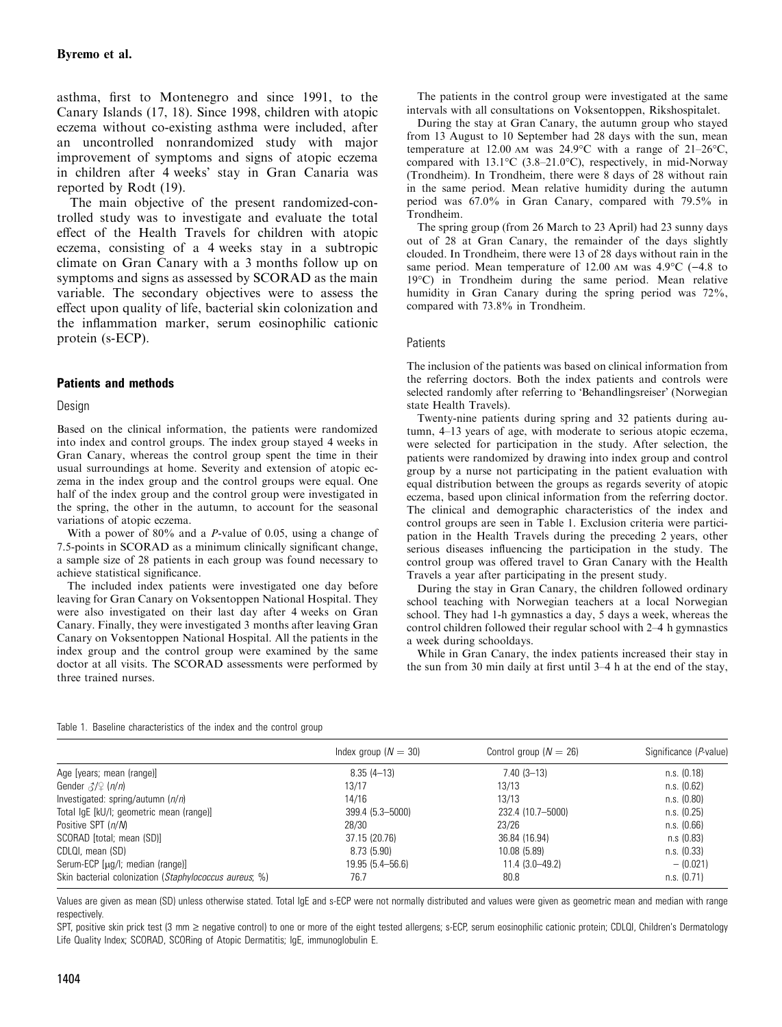asthma, first to Montenegro and since 1991, to the Canary Islands (17, 18). Since 1998, children with atopic eczema without co-existing asthma were included, after an uncontrolled nonrandomized study with major improvement of symptoms and signs of atopic eczema in children after 4 weeks' stay in Gran Canaria was reported by Rodt (19).

The main objective of the present randomized-controlled study was to investigate and evaluate the total effect of the Health Travels for children with atopic eczema, consisting of a 4 weeks stay in a subtropic climate on Gran Canary with a 3 months follow up on symptoms and signs as assessed by SCORAD as the main variable. The secondary objectives were to assess the effect upon quality of life, bacterial skin colonization and the inflammation marker, serum eosinophilic cationic protein (s-ECP).

## Patients and methods

### Design

Based on the clinical information, the patients were randomized into index and control groups. The index group stayed 4 weeks in Gran Canary, whereas the control group spent the time in their usual surroundings at home. Severity and extension of atopic eczema in the index group and the control groups were equal. One half of the index group and the control group were investigated in the spring, the other in the autumn, to account for the seasonal variations of atopic eczema.

With a power of 80% and a *P*-value of 0.05, using a change of 7.5-points in SCORAD as a minimum clinically significant change, a sample size of 28 patients in each group was found necessary to achieve statistical significance.

The included index patients were investigated one day before leaving for Gran Canary on Voksentoppen National Hospital. They were also investigated on their last day after 4 weeks on Gran Canary. Finally, they were investigated 3 months after leaving Gran Canary on Voksentoppen National Hospital. All the patients in the index group and the control group were examined by the same doctor at all visits. The SCORAD assessments were performed by three trained nurses.

The patients in the control group were investigated at the same intervals with all consultations on Voksentoppen, Rikshospitalet.

During the stay at Gran Canary, the autumn group who stayed from 13 August to 10 September had 28 days with the sun, mean temperature at 12.00 AM was 24.9°C with a range of 21–26°C, compared with 13.1°C (3.8–21.0°C), respectively, in mid-Norway (Trondheim). In Trondheim, there were 8 days of 28 without rain in the same period. Mean relative humidity during the autumn period was 67.0% in Gran Canary, compared with 79.5% in Trondheim.

The spring group (from 26 March to 23 April) had 23 sunny days out of 28 at Gran Canary, the remainder of the days slightly clouded. In Trondheim, there were 13 of 28 days without rain in the same period. Mean temperature of 12.00 AM was 4.9°C (−4.8 to 19°C) in Trondheim during the same period. Mean relative humidity in Gran Canary during the spring period was 72%, compared with 73.8% in Trondheim.

### Patients

The inclusion of the patients was based on clinical information from the referring doctors. Both the index patients and controls were selected randomly after referring to 'Behandlingsreiser' (Norwegian state Health Travels).

Twenty-nine patients during spring and 32 patients during autumn, 4–13 years of age, with moderate to serious atopic eczema, were selected for participation in the study. After selection, the patients were randomized by drawing into index group and control group by a nurse not participating in the patient evaluation with equal distribution between the groups as regards severity of atopic eczema, based upon clinical information from the referring doctor. The clinical and demographic characteristics of the index and control groups are seen in Table 1. Exclusion criteria were participation in the Health Travels during the preceding 2 years, other serious diseases influencing the participation in the study. The control group was offered travel to Gran Canary with the Health Travels a year after participating in the present study.

During the stay in Gran Canary, the children followed ordinary school teaching with Norwegian teachers at a local Norwegian school. They had 1-h gymnastics a day, 5 days a week, whereas the control children followed their regular school with 2–4 h gymnastics a week during schooldays.

While in Gran Canary, the index patients increased their stay in the sun from 30 min daily at first until 3–4 h at the end of the stay,

Table 1. Baseline characteristics of the index and the control group

| | Index group ($N = 30$) | Control group ($N = 26$) | Significance (*P*-value) |
|---|---|---|---|
| Age [years; mean (range)] | 8.35 (4–13) | 7.40 (3–13) | n.s. (0.18) |
| Gender ♂/♀ (*n*/*n*) | 13/17 | 13/13 | n.s. (0.62) |
| Investigated: spring/autumn (*n*/*n*) | 14/16 | 13/13 | n.s. (0.80) |
| Total IgE [kU/l; geometric mean (range)] | 399.4 (5.3–5000) | 232.4 (10.7–5000) | n.s. (0.25) |
| Positive SPT (*n*/*N*) | 28/30 | 23/26 | n.s. (0.66) |
| SCORAD [total; mean (SD)] | 37.15 (20.76) | 36.84 (16.94) | n.s (0.83) |
| CDLQI, mean (SD) | 8.73 (5.90) | 10.08 (5.89) | n.s. (0.33) |
| Serum-ECP [μg/l; median (range)] | 19.95 (5.4–56.6) | 11.4 (3.0–49.2) | – (0.021) |
| Skin bacterial colonization (*Staphylococcus aureus*; %) | 76.7 | 80.8 | n.s. (0.71) |

Values are given as mean (SD) unless otherwise stated. Total IgE and s-ECP were not normally distributed and values were given as geometric mean and median with range respectively.

SPT, positive skin prick test (3 mm ≥ negative control) to one or more of the eight tested allergens; s-ECP, serum eosinophilic cationic protein; CDLQI, Children's Dermatology Life Quality Index; SCORAD, SCORing of Atopic Dermatitis; IgE, immunoglobulin E.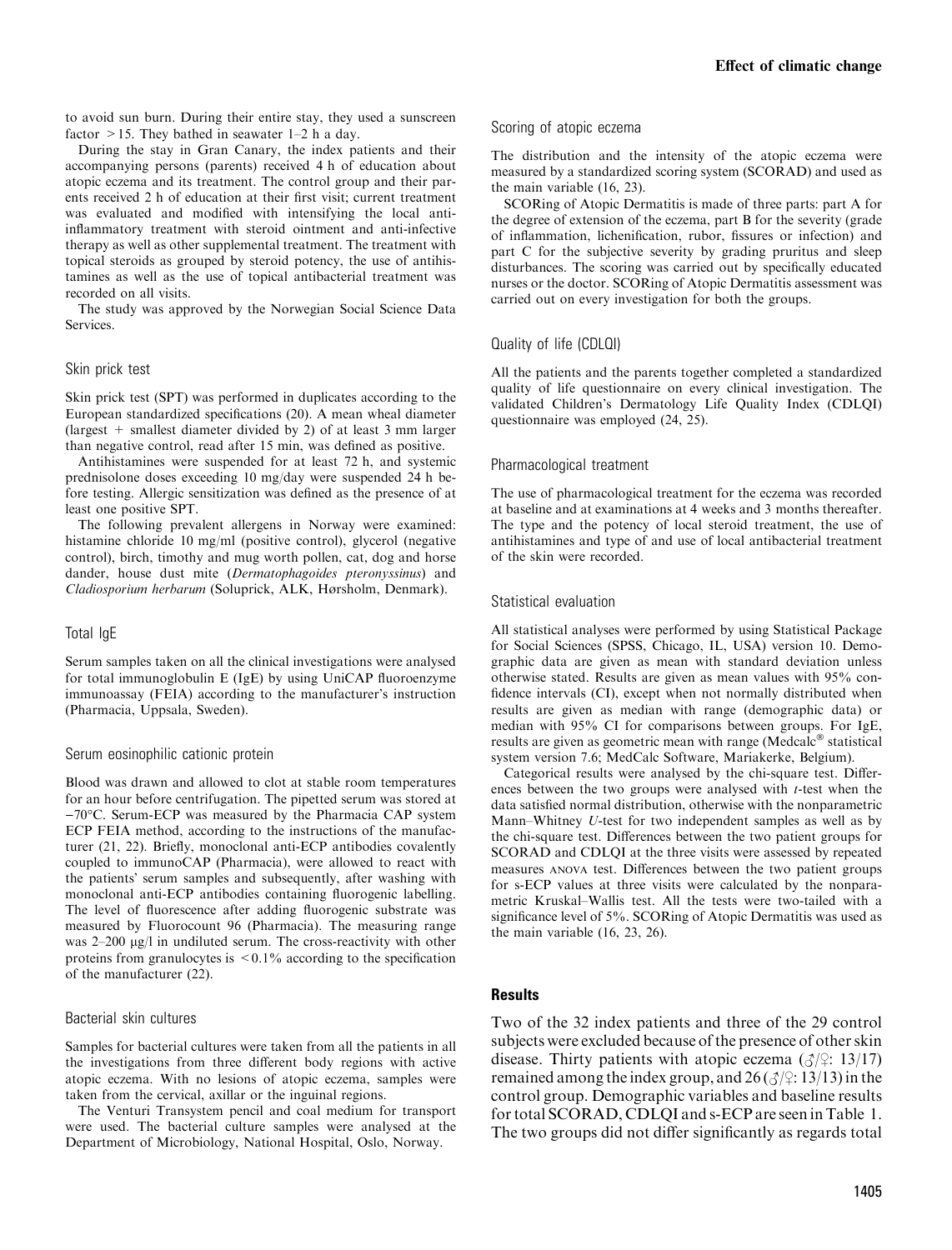to avoid sun burn. During their entire stay, they used a sunscreen factor >15. They bathed in seawater 1–2 h a day.

During the stay in Gran Canary, the index patients and their accompanying persons (parents) received 4 h of education about atopic eczema and its treatment. The control group and their parents received 2 h of education at their first visit; current treatment was evaluated and modified with intensifying the local anti-inflammatory treatment with steroid ointment and anti-infective therapy as well as other supplemental treatment. The treatment with topical steroids as grouped by steroid potency, the use of antihistamines as well as the use of topical antibacterial treatment was recorded on all visits.

The study was approved by the Norwegian Social Science Data Services.

### Skin prick test

Skin prick test (SPT) was performed in duplicates according to the European standardized specifications (20). A mean wheal diameter (largest + smallest diameter divided by 2) of at least 3 mm larger than negative control, read after 15 min, was defined as positive.

Antihistamines were suspended for at least 72 h, and systemic prednisolone doses exceeding 10 mg/day were suspended 24 h before testing. Allergic sensitization was defined as the presence of at least one positive SPT.

The following prevalent allergens in Norway were examined: histamine chloride 10 mg/ml (positive control), glycerol (negative control), birch, timothy and mug worth pollen, cat, dog and horse dander, house dust mite (*Dermatophagoides pteronyssinus*) and *Cladiosporium herbarum* (Soluprick, ALK, Hørsholm, Denmark).

### Total IgE

Serum samples taken on all the clinical investigations were analysed for total immunoglobulin E (IgE) by using UniCAP fluoroenzyme immunoassay (FEIA) according to the manufacturer's instruction (Pharmacia, Uppsala, Sweden).

### Serum eosinophilic cationic protein

Blood was drawn and allowed to clot at stable room temperatures for an hour before centrifugation. The pipetted serum was stored at −70°C. Serum-ECP was measured by the Pharmacia CAP system ECP FEIA method, according to the instructions of the manufacturer (21, 22). Briefly, monoclonal anti-ECP antibodies covalently coupled to immunoCAP (Pharmacia), were allowed to react with the patients' serum samples and subsequently, after washing with monoclonal anti-ECP antibodies containing fluorogenic labelling. The level of fluorescence after adding fluorogenic substrate was measured by Fluorocount 96 (Pharmacia). The measuring range was 2–200 μg/l in undiluted serum. The cross-reactivity with other proteins from granulocytes is <0.1% according to the specification of the manufacturer (22).

### Bacterial skin cultures

Samples for bacterial cultures were taken from all the patients in all the investigations from three different body regions with active atopic eczema. With no lesions of atopic eczema, samples were taken from the cervical, axillar or the inguinal regions.

The Venturi Transystem pencil and coal medium for transport were used. The bacterial culture samples were analysed at the Department of Microbiology, National Hospital, Oslo, Norway.

### Scoring of atopic eczema

The distribution and the intensity of the atopic eczema were measured by a standardized scoring system (SCORAD) and used as the main variable (16, 23).

SCORing of Atopic Dermatitis is made of three parts: part A for the degree of extension of the eczema, part B for the severity (grade of inflammation, lichenification, rubor, fissures or infection) and part C for the subjective severity by grading pruritus and sleep disturbances. The scoring was carried out by specifically educated nurses or the doctor. SCORing of Atopic Dermatitis assessment was carried out on every investigation for both the groups.

### Quality of life (CDLQI)

All the patients and the parents together completed a standardized quality of life questionnaire on every clinical investigation. The validated Children's Dermatology Life Quality Index (CDLQI) questionnaire was employed (24, 25).

### Pharmacological treatment

The use of pharmacological treatment for the eczema was recorded at baseline and at examinations at 4 weeks and 3 months thereafter. The type and the potency of local steroid treatment, the use of antihistamines and type of and use of local antibacterial treatment of the skin were recorded.

### Statistical evaluation

All statistical analyses were performed by using Statistical Package for Social Sciences (SPSS, Chicago, IL, USA) version 10. Demographic data are given as mean with standard deviation unless otherwise stated. Results are given as mean values with 95% confidence intervals (CI), except when not normally distributed when results are given as median with range (demographic data) or median with 95% CI for comparisons between groups. For IgE, results are given as geometric mean with range (Medcalc® statistical system version 7.6; MedCalc Software, Mariakerke, Belgium).

Categorical results were analysed by the chi-square test. Differences between the two groups were analysed with *t*-test when the data satisfied normal distribution, otherwise with the nonparametric Mann–Whitney *U*-test for two independent samples as well as by the chi-square test. Differences between the two patient groups for SCORAD and CDLQI at the three visits were assessed by repeated measures ANOVA test. Differences between the two patient groups for s-ECP values at three visits were calculated by the nonparametric Kruskal–Wallis test. All the tests were two-tailed with a significance level of 5%. SCORing of Atopic Dermatitis was used as the main variable (16, 23, 26).

## Results

Two of the 32 index patients and three of the 29 control subjects were excluded because of the presence of other skin disease. Thirty patients with atopic eczema (♂/♀: 13/17) remained among the index group, and 26 (♂/♀: 13/13) in the control group. Demographic variables and baseline results for total SCORAD, CDLQI and s-ECP are seen in Table 1. The two groups did not differ significantly as regards total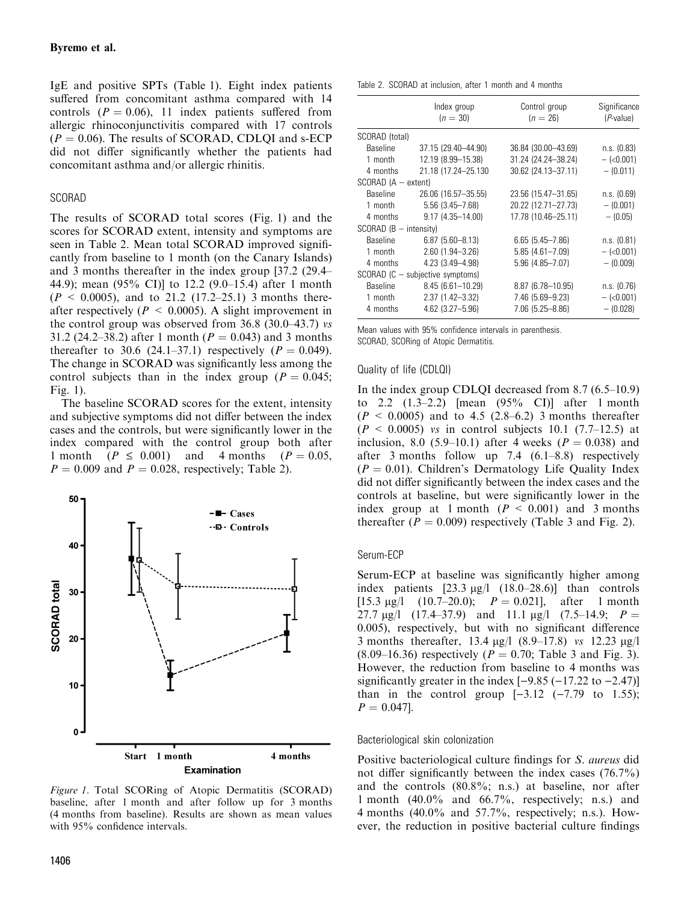IgE and positive SPTs (Table 1). Eight index patients suffered from concomitant asthma compared with 14 controls ($P = 0.06$), 11 index patients suffered from allergic rhinoconjunctivitis compared with 17 controls ($P = 0.06$). The results of SCORAD, CDLQI and s-ECP did not differ significantly whether the patients had concomitant asthma and/or allergic rhinitis.

### SCORAD

The results of SCORAD total scores (Fig. 1) and the scores for SCORAD extent, intensity and symptoms are seen in Table 2. Mean total SCORAD improved significantly from baseline to 1 month (on the Canary Islands) and 3 months thereafter in the index group [37.2 (29.4–44.9); mean (95% CI)] to 12.2 (9.0–15.4) after 1 month ($P < 0.0005$), and to 21.2 (17.2–25.1) 3 months thereafter respectively ($P < 0.0005$). A slight improvement in the control group was observed from 36.8 (30.0–43.7) *vs* 31.2 (24.2–38.2) after 1 month ($P = 0.043$) and 3 months thereafter to 30.6 (24.1–37.1) respectively ($P = 0.049$). The change in SCORAD was significantly less among the control subjects than in the index group ($P = 0.045$; Fig. 1).

The baseline SCORAD scores for the extent, intensity and subjective symptoms did not differ between the index cases and the controls, but were significantly lower in the index compared with the control group both after 1 month ($P \leq 0.001$) and 4 months ($P = 0.05$, $P = 0.009$ and $P = 0.028$, respectively; Table 2).

Figure 1. Total SCORing of Atopic Dermatitis (SCORAD) baseline, after 1 month and after follow up for 3 months (4 months from baseline). Results are shown as mean values with 95% confidence intervals.

Table 2. SCORAD at inclusion, after 1 month and 4 months

| | Index group ($n = 30$) | Control group ($n = 26$) | Significance (*P*-value) |
|---|---|---|---|
| SCORAD (total) | | | |
| Baseline | 37.15 (29.40–44.90) | 36.84 (30.00–43.69) | n.s. (0.83) |
| 1 month | 12.19 (8.99–15.38) | 31.24 (24.24–38.24) | – (<0.001) |
| 4 months | 21.18 (17.24–25.130 | 30.62 (24.13–37.11) | – (0.011) |
| SCORAD (A – extent) | | | |
| Baseline | 26.06 (16.57–35.55) | 23.56 (15.47–31.65) | n.s. (0.69) |
| 1 month | 5.56 (3.45–7.68) | 20.22 (12.71–27.73) | – (0.001) |
| 4 months | 9.17 (4.35–14.00) | 17.78 (10.46–25.11) | – (0.05) |
| SCORAD (B – intensity) | | | |
| Baseline | 6.87 (5.60–8.13) | 6.65 (5.45–7.86) | n.s. (0.81) |
| 1 month | 2.60 (1.94–3.26) | 5.85 (4.61–7.09) | – (<0.001) |
| 4 months | 4.23 (3.49–4.98) | 5.96 (4.85–7.07) | – (0.009) |
| SCORAD (C – subjective symptoms) | | | |
| Baseline | 8.45 (6.61–10.29) | 8.87 (6.78–10.95) | n.s. (0.76) |
| 1 month | 2.37 (1.42–3.32) | 7.46 (5.69–9.23) | – (<0.001) |
| 4 months | 4.62 (3.27–5.96) | 7.06 (5.25–8.86) | – (0.028) |

Mean values with 95% confidence intervals in parenthesis.
SCORAD, SCORing of Atopic Dermatitis.

### Quality of life (CDLQI)

In the index group CDLQI decreased from 8.7 (6.5–10.9) to 2.2 (1.3–2.2) [mean (95% CI)] after 1 month ($P < 0.0005$) and to 4.5 (2.8–6.2) 3 months thereafter ($P < 0.0005$) *vs* in control subjects 10.1 (7.7–12.5) at inclusion, 8.0 (5.9–10.1) after 4 weeks ($P = 0.038$) and after 3 months follow up 7.4 (6.1–8.8) respectively ($P = 0.01$). Children's Dermatology Life Quality Index did not differ significantly between the index cases and the controls at baseline, but were significantly lower in the index group at 1 month ($P < 0.001$) and 3 months thereafter ($P = 0.009$) respectively (Table 3 and Fig. 2).

### Serum-ECP

Serum-ECP at baseline was significantly higher among index patients [23.3 μg/l (18.0–28.6)] than controls [15.3 μg/l (10.7–20.0); $P = 0.021$], after 1 month 27.7 μg/l (17.4–37.9) and 11.1 μg/l (7.5–14.9; $P = 0.005$), respectively, but with no significant difference 3 months thereafter, 13.4 μg/l (8.9–17.8) *vs* 12.23 μg/l (8.09–16.36) respectively ($P = 0.70$; Table 3 and Fig. 3). However, the reduction from baseline to 4 months was significantly greater in the index [−9.85 (−17.22 to −2.47)] than in the control group [−3.12 (−7.79 to 1.55); $P = 0.047$].

### Bacteriological skin colonization

Positive bacteriological culture findings for *S. aureus* did not differ significantly between the index cases (76.7%) and the controls (80.8%; n.s.) at baseline, nor after 1 month (40.0% and 66.7%, respectively; n.s.) and 4 months (40.0% and 57.7%, respectively; n.s.). However, the reduction in positive bacterial culture findings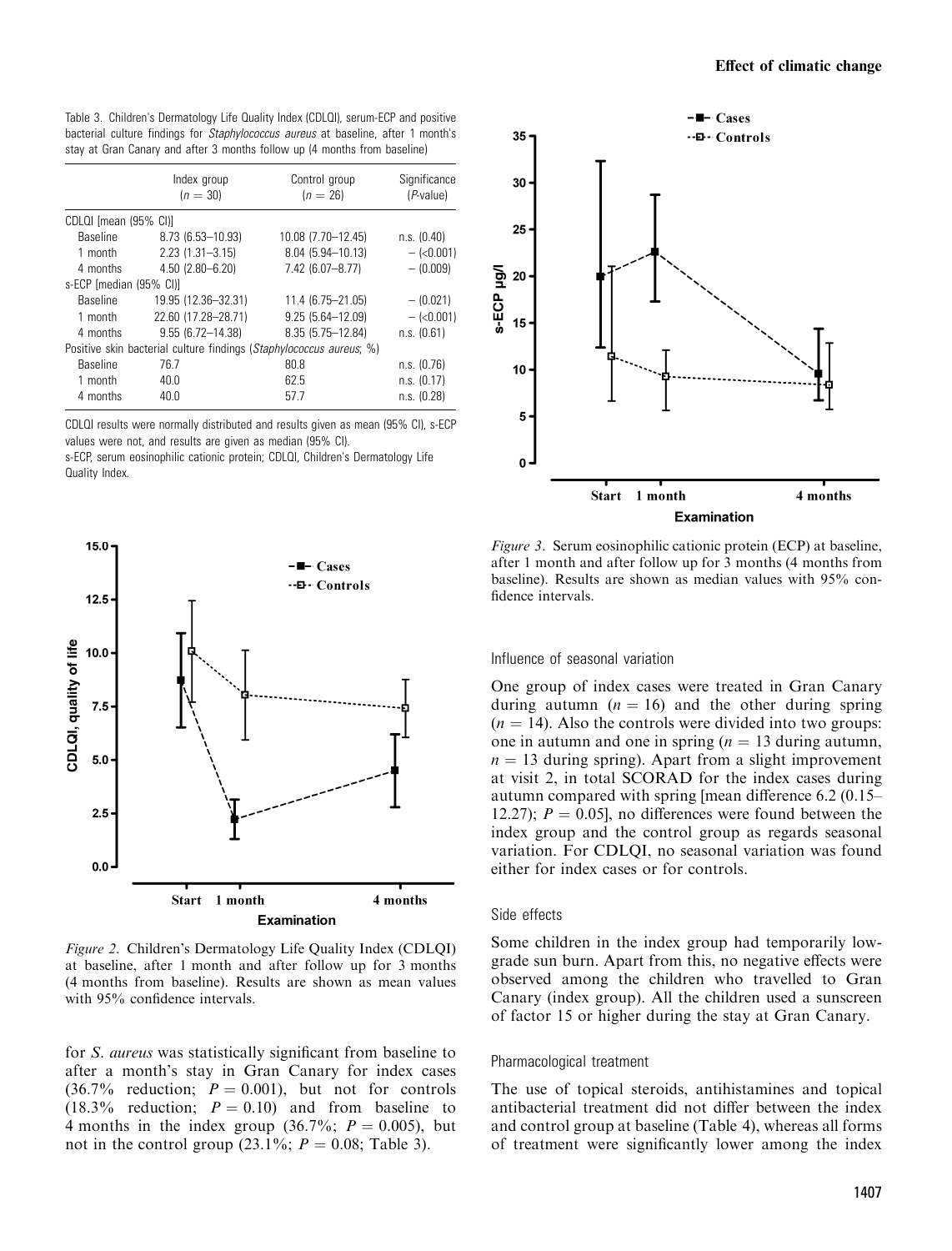Table 3. Children's Dermatology Life Quality Index (CDLQI), serum-ECP and positive bacterial culture findings for *Staphylococcus aureus* at baseline, after 1 month's stay at Gran Canary and after 3 months follow up (4 months from baseline)

| | Index group ($n = 30$) | Control group ($n = 26$) | Significance (*P*-value) |
|---|---|---|---|
| CDLQI [mean (95% CI)] | | | |
| Baseline | 8.73 (6.53–10.93) | 10.08 (7.70–12.45) | n.s. (0.40) |
| 1 month | 2.23 (1.31–3.15) | 8.04 (5.94–10.13) | – (<0.001) |
| 4 months | 4.50 (2.80–6.20) | 7.42 (6.07–8.77) | – (0.009) |
| s-ECP [median (95% CI)] | | | |
| Baseline | 19.95 (12.36–32.31) | 11.4 (6.75–21.05) | – (0.021) |
| 1 month | 22.60 (17.28–28.71) | 9.25 (5.64–12.09) | – (<0.001) |
| 4 months | 9.55 (6.72–14.38) | 8.35 (5.75–12.84) | n.s. (0.61) |
| Positive skin bacterial culture findings (*Staphylococcus aureus*; %) | | | |
| Baseline | 76.7 | 80.8 | n.s. (0.76) |
| 1 month | 40.0 | 62.5 | n.s. (0.17) |
| 4 months | 40.0 | 57.7 | n.s. (0.28) |

CDLQI results were normally distributed and results given as mean (95% CI), s-ECP values were not, and results are given as median (95% CI).
s-ECP, serum eosinophilic cationic protein; CDLQI, Children's Dermatology Life Quality Index.

*Figure 2*. Children's Dermatology Life Quality Index (CDLQI) at baseline, after 1 month and after follow up for 3 months (4 months from baseline). Results are shown as mean values with 95% confidence intervals.

for *S. aureus* was statistically significant from baseline to after a month's stay in Gran Canary for index cases (36.7% reduction; $P = 0.001$), but not for controls (18.3% reduction; $P = 0.10$) and from baseline to 4 months in the index group (36.7%; $P = 0.005$), but not in the control group (23.1%; $P = 0.08$; Table 3).

*Figure 3*. Serum eosinophilic cationic protein (ECP) at baseline, after 1 month and after follow up for 3 months (4 months from baseline). Results are shown as median values with 95% confidence intervals.

### Influence of seasonal variation

One group of index cases were treated in Gran Canary during autumn ($n = 16$) and the other during spring ($n = 14$). Also the controls were divided into two groups: one in autumn and one in spring ($n = 13$ during autumn, $n = 13$ during spring). Apart from a slight improvement at visit 2, in total SCORAD for the index cases during autumn compared with spring [mean difference 6.2 (0.15–12.27); $P = 0.05$], no differences were found between the index group and the control group as regards seasonal variation. For CDLQI, no seasonal variation was found either for index cases or for controls.

### Side effects

Some children in the index group had temporarily low-grade sun burn. Apart from this, no negative effects were observed among the children who travelled to Gran Canary (index group). All the children used a sunscreen of factor 15 or higher during the stay at Gran Canary.

### Pharmacological treatment

The use of topical steroids, antihistamines and topical antibacterial treatment did not differ between the index and control group at baseline (Table 4), whereas all forms of treatment were significantly lower among the index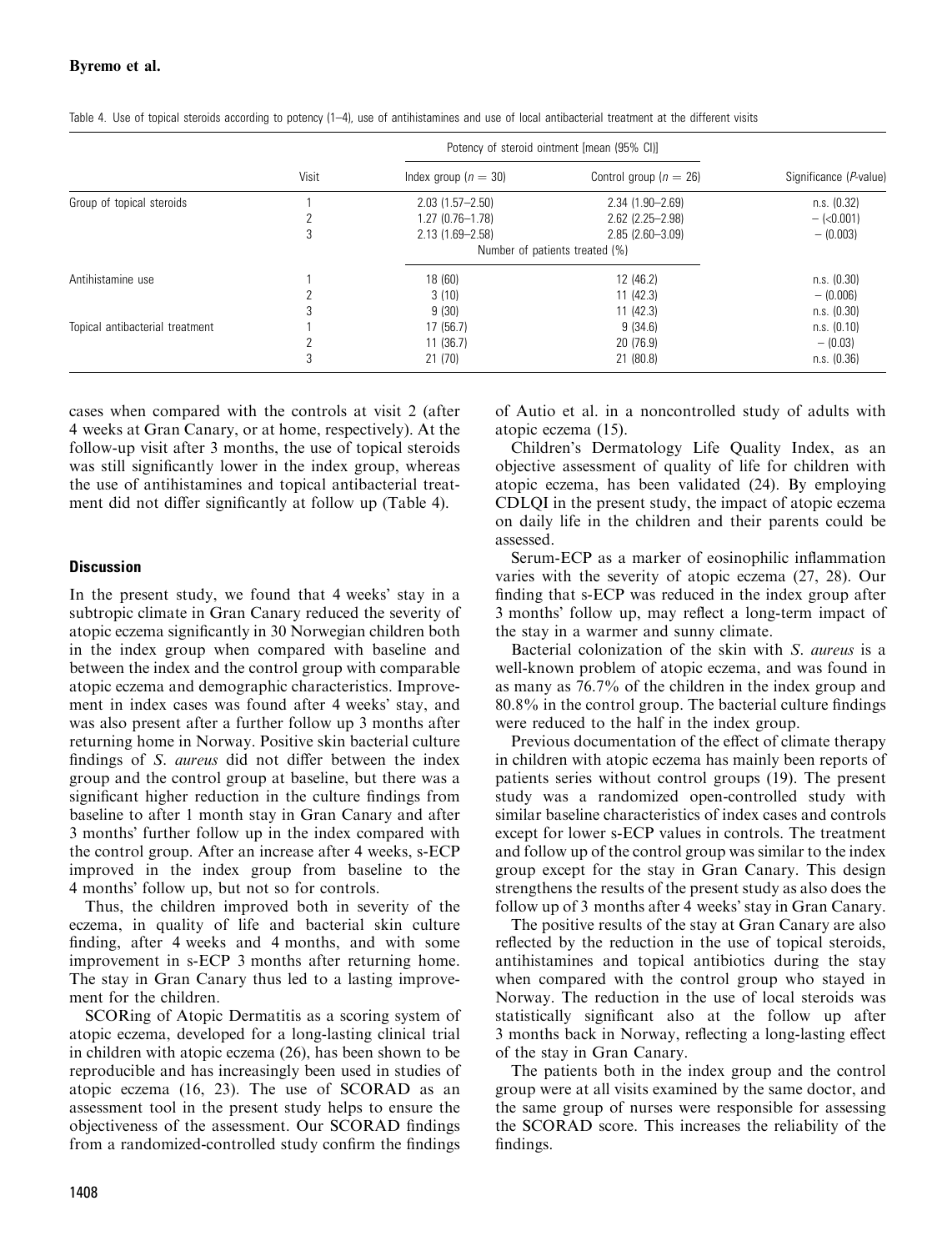Table 4. Use of topical steroids according to potency (1–4), use of antihistamines and use of local antibacterial treatment at the different visits

| | Visit | Potency of steroid ointment [mean (95% CI)] | | Significance (P-value) |
|---|---|---|---|---|
| | | Index group ($n = 30$) | Control group ($n = 26$) | |
| Group of topical steroids | 1 | 2.03 (1.57–2.50) | 2.34 (1.90–2.69) | n.s. (0.32) |
| | 2 | 1.27 (0.76–1.78) | 2.62 (2.25–2.98) | – (<0.001) |
| | 3 | 2.13 (1.69–2.58) | 2.85 (2.60–3.09) | – (0.003) |
| | | Number of patients treated (%) | | |
| Antihistamine use | 1 | 18 (60) | 12 (46.2) | n.s. (0.30) |
| | 2 | 3 (10) | 11 (42.3) | – (0.006) |
| | 3 | 9 (30) | 11 (42.3) | n.s. (0.30) |
| Topical antibacterial treatment | 1 | 17 (56.7) | 9 (34.6) | n.s. (0.10) |
| | 2 | 11 (36.7) | 20 (76.9) | – (0.03) |
| | 3 | 21 (70) | 21 (80.8) | n.s. (0.36) |

cases when compared with the controls at visit 2 (after 4 weeks at Gran Canary, or at home, respectively). At the follow-up visit after 3 months, the use of topical steroids was still significantly lower in the index group, whereas the use of antihistamines and topical antibacterial treatment did not differ significantly at follow up (Table 4).

## Discussion

In the present study, we found that 4 weeks' stay in a subtropic climate in Gran Canary reduced the severity of atopic eczema significantly in 30 Norwegian children both in the index group when compared with baseline and between the index and the control group with comparable atopic eczema and demographic characteristics. Improvement in index cases was found after 4 weeks' stay, and was also present after a further follow up 3 months after returning home in Norway. Positive skin bacterial culture findings of *S. aureus* did not differ between the index group and the control group at baseline, but there was a significant higher reduction in the culture findings from baseline to after 1 month stay in Gran Canary and after 3 months' further follow up in the index compared with the control group. After an increase after 4 weeks, s-ECP improved in the index group from baseline to the 4 months' follow up, but not so for controls.

Thus, the children improved both in severity of the eczema, in quality of life and bacterial skin culture finding, after 4 weeks and 4 months, and with some improvement in s-ECP 3 months after returning home. The stay in Gran Canary thus led to a lasting improvement for the children.

SCORing of Atopic Dermatitis as a scoring system of atopic eczema, developed for a long-lasting clinical trial in children with atopic eczema (26), has been shown to be reproducible and has increasingly been used in studies of atopic eczema (16, 23). The use of SCORAD as an assessment tool in the present study helps to ensure the objectiveness of the assessment. Our SCORAD findings from a randomized-controlled study confirm the findings of Autio et al. in a noncontrolled study of adults with atopic eczema (15).

Children's Dermatology Life Quality Index, as an objective assessment of quality of life for children with atopic eczema, has been validated (24). By employing CDLQI in the present study, the impact of atopic eczema on daily life in the children and their parents could be assessed.

Serum-ECP as a marker of eosinophilic inflammation varies with the severity of atopic eczema (27, 28). Our finding that s-ECP was reduced in the index group after 3 months' follow up, may reflect a long-term impact of the stay in a warmer and sunny climate.

Bacterial colonization of the skin with *S. aureus* is a well-known problem of atopic eczema, and was found in as many as 76.7% of the children in the index group and 80.8% in the control group. The bacterial culture findings were reduced to the half in the index group.

Previous documentation of the effect of climate therapy in children with atopic eczema has mainly been reports of patients series without control groups (19). The present study was a randomized open-controlled study with similar baseline characteristics of index cases and controls except for lower s-ECP values in controls. The treatment and follow up of the control group was similar to the index group except for the stay in Gran Canary. This design strengthens the results of the present study as also does the follow up of 3 months after 4 weeks' stay in Gran Canary.

The positive results of the stay at Gran Canary are also reflected by the reduction in the use of topical steroids, antihistamines and topical antibiotics during the stay when compared with the control group who stayed in Norway. The reduction in the use of local steroids was statistically significant also at the follow up after 3 months back in Norway, reflecting a long-lasting effect of the stay in Gran Canary.

The patients both in the index group and the control group were at all visits examined by the same doctor, and the same group of nurses were responsible for assessing the SCORAD score. This increases the reliability of the findings.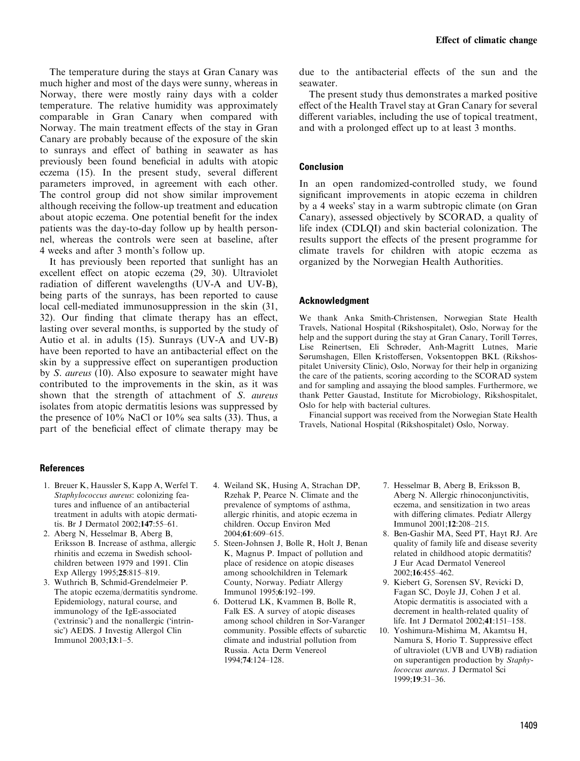The temperature during the stays at Gran Canary was much higher and most of the days were sunny, whereas in Norway, there were mostly rainy days with a colder temperature. The relative humidity was approximately comparable in Gran Canary when compared with Norway. The main treatment effects of the stay in Gran Canary are probably because of the exposure of the skin to sunrays and effect of bathing in seawater as has previously been found beneficial in adults with atopic eczema (15). In the present study, several different parameters improved, in agreement with each other. The control group did not show similar improvement although receiving the follow-up treatment and education about atopic eczema. One potential benefit for the index patients was the day-to-day follow up by health personnel, whereas the controls were seen at baseline, after 4 weeks and after 3 month's follow up.

It has previously been reported that sunlight has an excellent effect on atopic eczema (29, 30). Ultraviolet radiation of different wavelengths (UV-A and UV-B), being parts of the sunrays, has been reported to cause local cell-mediated immunosuppression in the skin (31, 32). Our finding that climate therapy has an effect, lasting over several months, is supported by the study of Autio et al. in adults (15). Sunrays (UV-A and UV-B) have been reported to have an antibacterial effect on the skin by a suppressive effect on superantigen production by *S. aureus* (10). Also exposure to seawater might have contributed to the improvements in the skin, as it was shown that the strength of attachment of *S. aureus* isolates from atopic dermatitis lesions was suppressed by the presence of 10% NaCl or 10% sea salts (33). Thus, a part of the beneficial effect of climate therapy may be due to the antibacterial effects of the sun and the seawater.

The present study thus demonstrates a marked positive effect of the Health Travel stay at Gran Canary for several different variables, including the use of topical treatment, and with a prolonged effect up to at least 3 months.

## Conclusion

In an open randomized-controlled study, we found significant improvements in atopic eczema in children by a 4 weeks' stay in a warm subtropic climate (on Gran Canary), assessed objectively by SCORAD, a quality of life index (CDLQI) and skin bacterial colonization. The results support the effects of the present programme for climate travels for children with atopic eczema as organized by the Norwegian Health Authorities.

## Acknowledgment

We thank Anka Smith-Christensen, Norwegian State Health Travels, National Hospital (Rikshospitalet), Oslo, Norway for the help and the support during the stay at Gran Canary, Torill Tørres, Lise Reinertsen, Eli Schrøder, Anh-Magritt Lutnes, Marie Sørumshagen, Ellen Kristoffersen, Voksentoppen BKL (Rikshospitalet University Clinic), Oslo, Norway for their help in organizing the care of the patients, scoring according to the SCORAD system and for sampling and assaying the blood samples. Furthermore, we thank Petter Gaustad, Institute for Microbiology, Rikshospitalet, Oslo for help with bacterial cultures.

Financial support was received from the Norwegian State Health Travels, National Hospital (Rikshospitalet) Oslo, Norway.

## References

1. Breuer K, Haussler S, Kapp A, Werfel T. *Staphylococcus aureus*: colonizing features and influence of an antibacterial treatment in adults with atopic dermatitis. Br J Dermatol 2002;**147**:55–61.
2. Aberg N, Hesselmar B, Aberg B, Eriksson B. Increase of asthma, allergic rhinitis and eczema in Swedish schoolchildren between 1979 and 1991. Clin Exp Allergy 1995;**25**:815–819.
3. Wuthrich B, Schmid-Grendelmeier P. The atopic eczema/dermatitis syndrome. Epidemiology, natural course, and immunology of the IgE-associated ('extrinsic') and the nonallergic ('intrinsic') AEDS. J Investig Allergol Clin Immunol 2003;**13**:1–5.
4. Weiland SK, Husing A, Strachan DP, Rzehak P, Pearce N. Climate and the prevalence of symptoms of asthma, allergic rhinitis, and atopic eczema in children. Occup Environ Med 2004;**61**:609–615.
5. Steen-Johnsen J, Bolle R, Holt J, Benan K, Magnus P. Impact of pollution and place of residence on atopic diseases among schoolchildren in Telemark County, Norway. Pediatr Allergy Immunol 1995;**6**:192–199.
6. Dotterud LK, Kvammen B, Bolle R, Falk ES. A survey of atopic diseases among school children in Sor-Varanger community. Possible effects of subarctic climate and industrial pollution from Russia. Acta Derm Venereol 1994;**74**:124–128.
7. Hesselmar B, Aberg B, Eriksson B, Aberg N. Allergic rhinoconjunctivitis, eczema, and sensitization in two areas with differing climates. Pediatr Allergy Immunol 2001;**12**:208–215.
8. Ben-Gashir MA, Seed PT, Hayt RJ. Are quality of family life and disease severity related in childhood atopic dermatitis? J Eur Acad Dermatol Venereol 2002;**16**:455–462.
9. Kiebert G, Sorensen SV, Revicki D, Fagan SC, Doyle JJ, Cohen J et al. Atopic dermatitis is associated with a decrement in health-related quality of life. Int J Dermatol 2002;**41**:151–158.
10. Yoshimura-Mishima M, Akamtsu H, Namura S, Horio T. Suppressive effect of ultraviolet (UVB and UVB) radiation on superantigen production by *Staphylococcus aureus*. J Dermatol Sci 1999;**19**:31–36.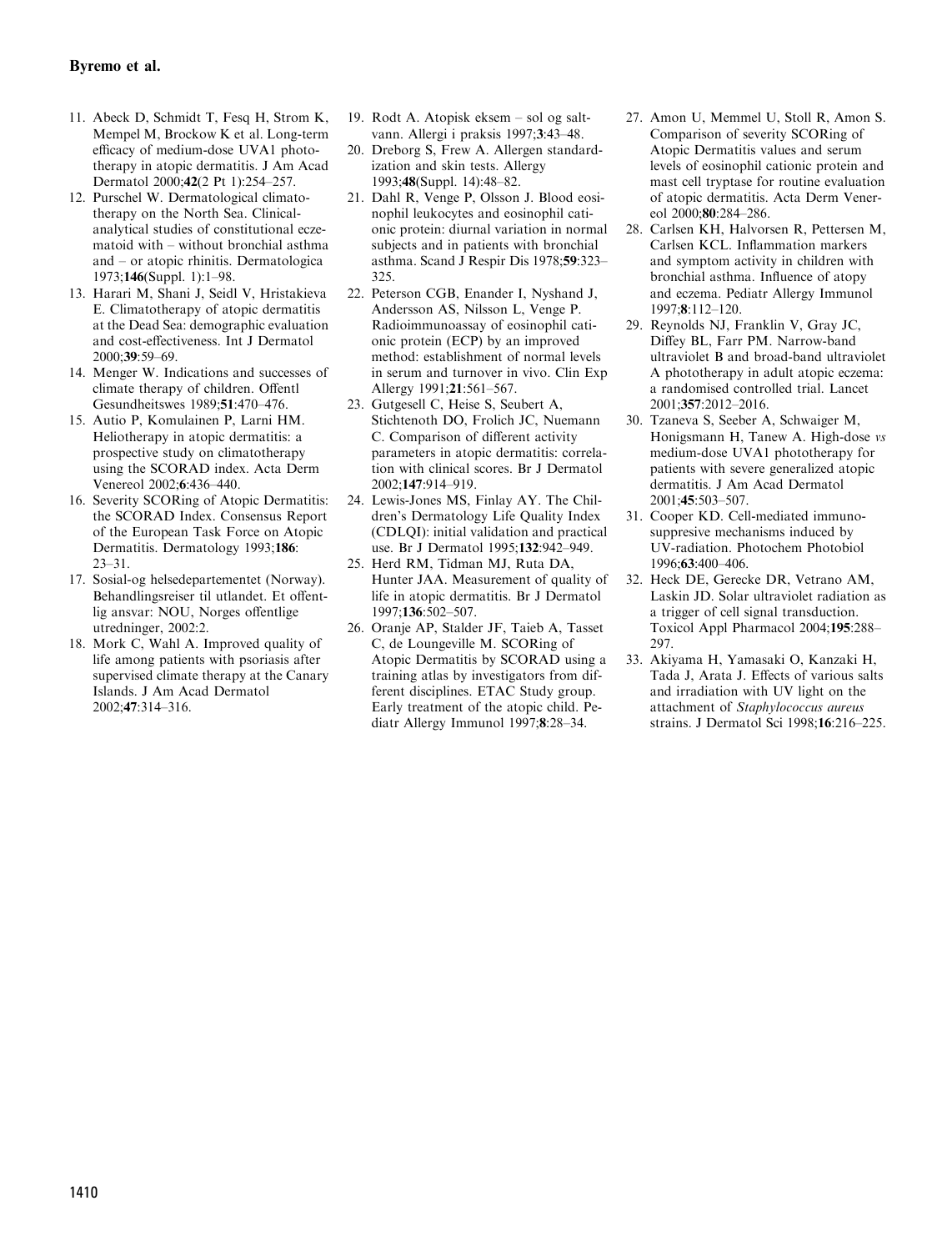11. Abeck D, Schmidt T, Fesq H, Strom K, Mempel M, Brockow K et al. Long-term efficacy of medium-dose UVA1 phototherapy in atopic dermatitis. J Am Acad Dermatol 2000;**42**(2 Pt 1):254–257.
12. Purschel W. Dermatological climatotherapy on the North Sea. Clinical-analytical studies of constitutional eczematoid with – without bronchial asthma and – or atopic rhinitis. Dermatologica 1973;**146**(Suppl. 1):1–98.
13. Harari M, Shani J, Seidl V, Hristakieva E. Climatotherapy of atopic dermatitis at the Dead Sea: demographic evaluation and cost-effectiveness. Int J Dermatol 2000;**39**:59–69.
14. Menger W. Indications and successes of climate therapy of children. Offentl Gesundheitswes 1989;**51**:470–476.
15. Autio P, Komulainen P, Larni HM. Heliotherapy in atopic dermatitis: a prospective study on climatotherapy using the SCORAD index. Acta Derm Venereol 2002;**6**:436–440.
16. Severity SCORing of Atopic Dermatitis: the SCORAD Index. Consensus Report of the European Task Force on Atopic Dermatitis. Dermatology 1993;**186**: 23–31.
17. Sosial-og helsedepartementet (Norway). Behandlingsreiser til utlandet. Et offentlig ansvar: NOU, Norges offentlige utredninger, 2002:2.
18. Mork C, Wahl A. Improved quality of life among patients with psoriasis after supervised climate therapy at the Canary Islands. J Am Acad Dermatol 2002;**47**:314–316.
19. Rodt A. Atopisk eksem – sol og saltvann. Allergi i praksis 1997;**3**:43–48.
20. Dreborg S, Frew A. Allergen standardization and skin tests. Allergy 1993;**48**(Suppl. 14):48–82.
21. Dahl R, Venge P, Olsson J. Blood eosinophil leukocytes and eosinophil cationic protein: diurnal variation in normal subjects and in patients with bronchial asthma. Scand J Respir Dis 1978;**59**:323–325.
22. Peterson CGB, Enander I, Nyshand J, Andersson AS, Nilsson L, Venge P. Radioimmunoassay of eosinophil cationic protein (ECP) by an improved method: establishment of normal levels in serum and turnover in vivo. Clin Exp Allergy 1991;**21**:561–567.
23. Gutgesell C, Heise S, Seubert A, Stichtenoth DO, Frolich JC, Nuemann C. Comparison of different activity parameters in atopic dermatitis: correlation with clinical scores. Br J Dermatol 2002;**147**:914–919.
24. Lewis-Jones MS, Finlay AY. The Children's Dermatology Life Quality Index (CDLQI): initial validation and practical use. Br J Dermatol 1995;**132**:942–949.
25. Herd RM, Tidman MJ, Ruta DA, Hunter JAA. Measurement of quality of life in atopic dermatitis. Br J Dermatol 1997;**136**:502–507.
26. Oranje AP, Stalder JF, Taieb A, Tasset C, de Loungeville M. SCORing of Atopic Dermatitis by SCORAD using a training atlas by investigators from different disciplines. ETAC Study group. Early treatment of the atopic child. Pediatr Allergy Immunol 1997;**8**:28–34.
27. Amon U, Memmel U, Stoll R, Amon S. Comparison of severity SCORing of Atopic Dermatitis values and serum levels of eosinophil cationic protein and mast cell tryptase for routine evaluation of atopic dermatitis. Acta Derm Venereol 2000;**80**:284–286.
28. Carlsen KH, Halvorsen R, Pettersen M, Carlsen KCL. Inflammation markers and symptom activity in children with bronchial asthma. Influence of atopy and eczema. Pediatr Allergy Immunol 1997;**8**:112–120.
29. Reynolds NJ, Franklin V, Gray JC, Diffey BL, Farr PM. Narrow-band ultraviolet B and broad-band ultraviolet A phototherapy in adult atopic eczema: a randomised controlled trial. Lancet 2001;**357**:2012–2016.
30. Tzaneva S, Seeber A, Schwaiger M, Honigsmann H, Tanew A. High-dose *vs* medium-dose UVA1 phototherapy for patients with severe generalized atopic dermatitis. J Am Acad Dermatol 2001;**45**:503–507.
31. Cooper KD. Cell-mediated immunosuppresive mechanisms induced by UV-radiation. Photochem Photobiol 1996;**63**:400–406.
32. Heck DE, Gerecke DR, Vetrano AM, Laskin JD. Solar ultraviolet radiation as a trigger of cell signal transduction. Toxicol Appl Pharmacol 2004;**195**:288–297.
33. Akiyama H, Yamasaki O, Kanzaki H, Tada J, Arata J. Effects of various salts and irradiation with UV light on the attachment of *Staphylococcus aureus* strains. J Dermatol Sci 1998;**16**:216–225.